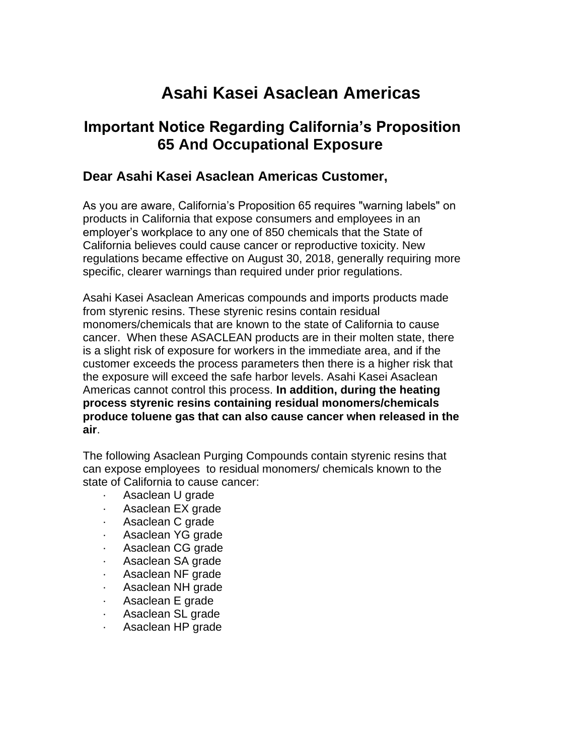# Asahi Kasei Asaclean Americas

## Important Notice Regarding California's Proposition 65 And Occupational Exposure

### Dear Asahi Kasei Asaclean Americas Customer,

As you are aware, California's Proposition 65 requires "warning labels" on products in California that expose consumers and employees in an employer's workplace to any one of 850 chemicals that the State of California believes could cause cancer or reproductive toxicity. New regulations became effective on August 30, 2018, generally requiring more specific, clearer warnings than required under prior regulations.

Asahi Kasei Asaclean Americas compounds and imports products made from styrenic resins. These styrenic resins contain residual monomers/chemicals that are known to the state of California to cause cancer. When these ASACLEAN products are in their molten state, there is a slight risk of exposure for workers in the immediate area, and if the customer exceeds the process parameters then there is a higher risk that the exposure will exceed the safe harbor levels. Asahi Kasei Asaclean Americas cannot control this process. **In addition, during the heating process styrenic resins containing residual monomers/chemicals produce toluene gas that can also cause cancer when released in the air**.

The following Asaclean Purging Compounds contain styrenic resins that can expose employees to residual monomers/ chemicals known to the state of California to cause cancer:

- Asaclean U grade
- Asaclean EX grade
- Asaclean C grade
- Asaclean YG grade
- Asaclean CG grade
- Asaclean SA grade
- Asaclean NF grade
- Asaclean NH grade
- Asaclean E grade
- Asaclean SL grade
- Asaclean HP grade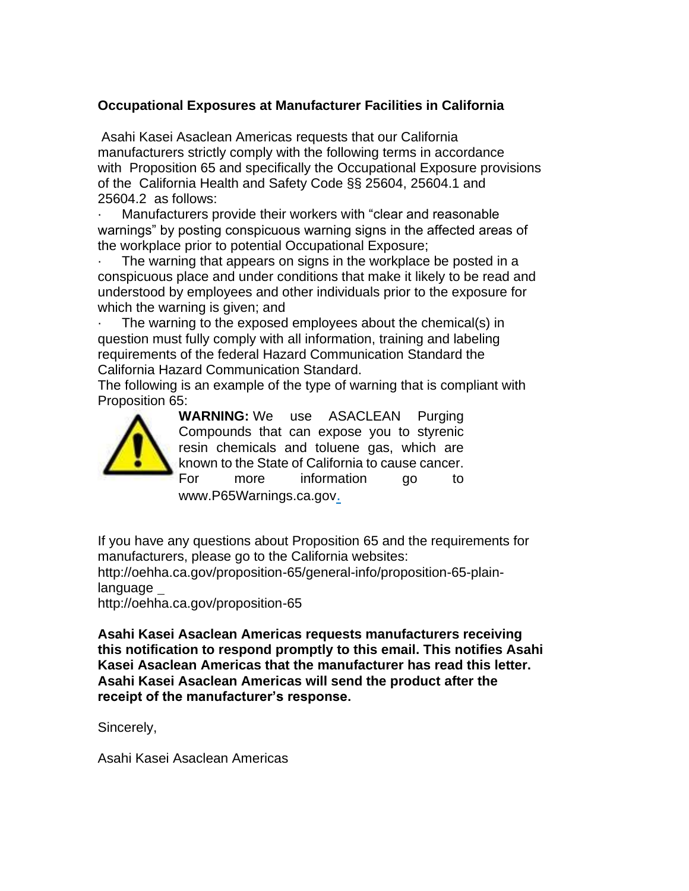**Occupational Exposures at Manufacturer Facilities in California**

Asahi Kasei Asaclean Americas requests that our California manufacturers strictly comply with the following terms in accordance with Proposition 65 and specifically the Occupational Exposure provisions of the California Health and Safety Code §§ 25604, 25604.1 and 25604.2 as follows:

- Manufacturers provide their workers with "clear and reasonable warnings" by posting conspicuous warning signs in the affected areas of the workplace prior to potential Occupational Exposure;
- The warning that appears on signs in the workplace be posted in a conspicuous place and under conditions that make it likely to be read and understood by employees and other individuals prior to the exposure for which the warning is given; and
- The warning to the exposed employees about the chemical(s) in question must fully comply with all information, training and labeling requirements of the federal Hazard Communication Standard the California Hazard Communication Standard.

The following is an example of the type of warning that is compliant with Proposition 65:

**WARNING:** We use ASACLEAN Purging Compounds that can expose you to styrenic resin chemicals and toluene gas, which are known to the State of California to cause cancer. For more information go to www.P65Warnings.ca.gov.

If you have any questions about Proposition 65 and the requirements for manufacturers, please go to the California websites:
http://oehha.ca.gov/proposition-65/general-info/proposition-65-plain-language
http://oehha.ca.gov/proposition-65

**Asahi Kasei Asaclean Americas requests manufacturers receiving this notification to respond promptly to this email. This notifies Asahi Kasei Asaclean Americas that the manufacturer has read this letter. Asahi Kasei Asaclean Americas will send the product after the receipt of the manufacturer's response.**

Sincerely,

Asahi Kasei Asaclean Americas